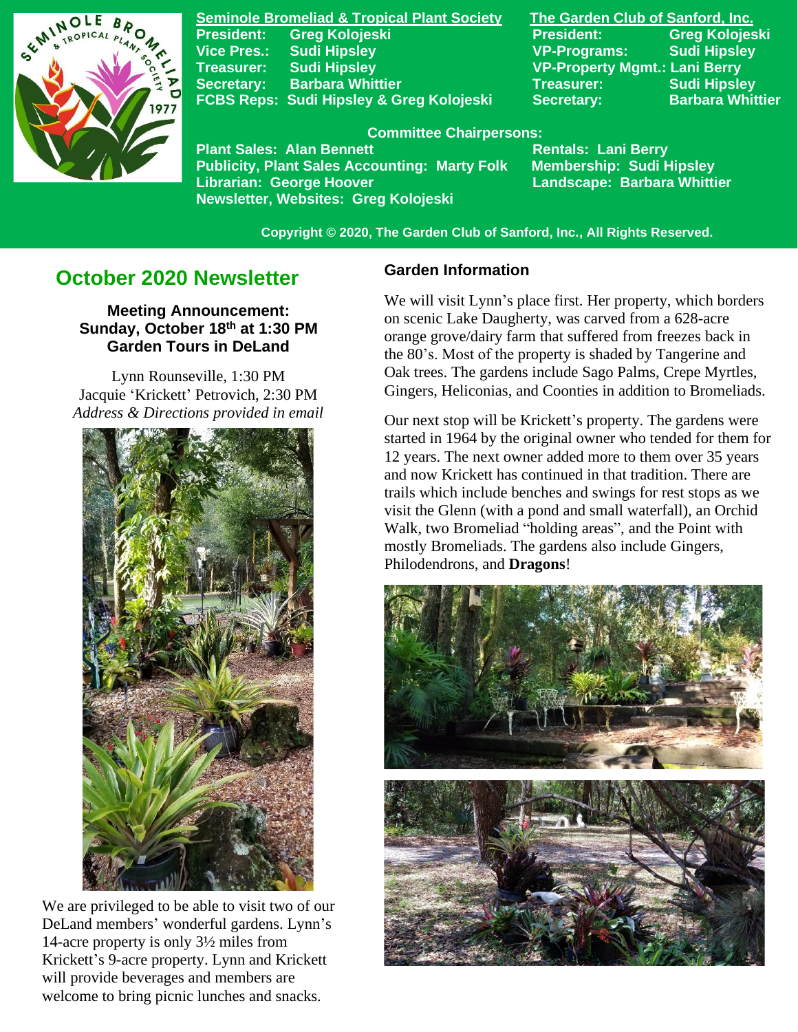**Seminole Bromeliad & Tropical Plant Society**

**President:** Greg Kolojeski
**Vice Pres.:** Sudi Hipsley
**Treasurer:** Sudi Hipsley
**Secretary:** Barbara Whittier
**FCBS Reps:** Sudi Hipsley & Greg Kolojeski

**The Garden Club of Sanford, Inc.**

**President:** Greg Kolojeski
**VP-Programs:** Sudi Hipsley
**VP-Property Mgmt.:** Lani Berry
**Treasurer:** Sudi Hipsley
**Secretary:** Barbara Whittier

**Committee Chairpersons:**

**Plant Sales:** Alan Bennett
**Publicity, Plant Sales Accounting:** Marty Folk
**Librarian:** George Hoover
**Newsletter, Websites:** Greg Kolojeski
**Rentals:** Lani Berry
**Membership:** Sudi Hipsley
**Landscape:** Barbara Whittier

**Copyright © 2020, The Garden Club of Sanford, Inc., All Rights Reserved.**

# October 2020 Newsletter

**Meeting Announcement:**
**Sunday, October 18th at 1:30 PM**
**Garden Tours in DeLand**

Lynn Rounseville, 1:30 PM
Jacquie 'Krickett' Petrovich, 2:30 PM
*Address & Directions provided in email*

We are privileged to be able to visit two of our DeLand members' wonderful gardens. Lynn's 14-acre property is only 3½ miles from Krickett's 9-acre property. Lynn and Krickett will provide beverages and members are welcome to bring picnic lunches and snacks.

### Garden Information

We will visit Lynn's place first. Her property, which borders on scenic Lake Daugherty, was carved from a 628-acre orange grove/dairy farm that suffered from freezes back in the 80's. Most of the property is shaded by Tangerine and Oak trees. The gardens include Sago Palms, Crepe Myrtles, Gingers, Heliconias, and Coonties in addition to Bromeliads.

Our next stop will be Krickett's property. The gardens were started in 1964 by the original owner who tended for them for 12 years. The next owner added more to them over 35 years and now Krickett has continued in that tradition. There are trails which include benches and swings for rest stops as we visit the Glenn (with a pond and small waterfall), an Orchid Walk, two Bromeliad "holding areas", and the Point with mostly Bromeliads. The gardens also include Gingers, Philodendrons, and **Dragons**!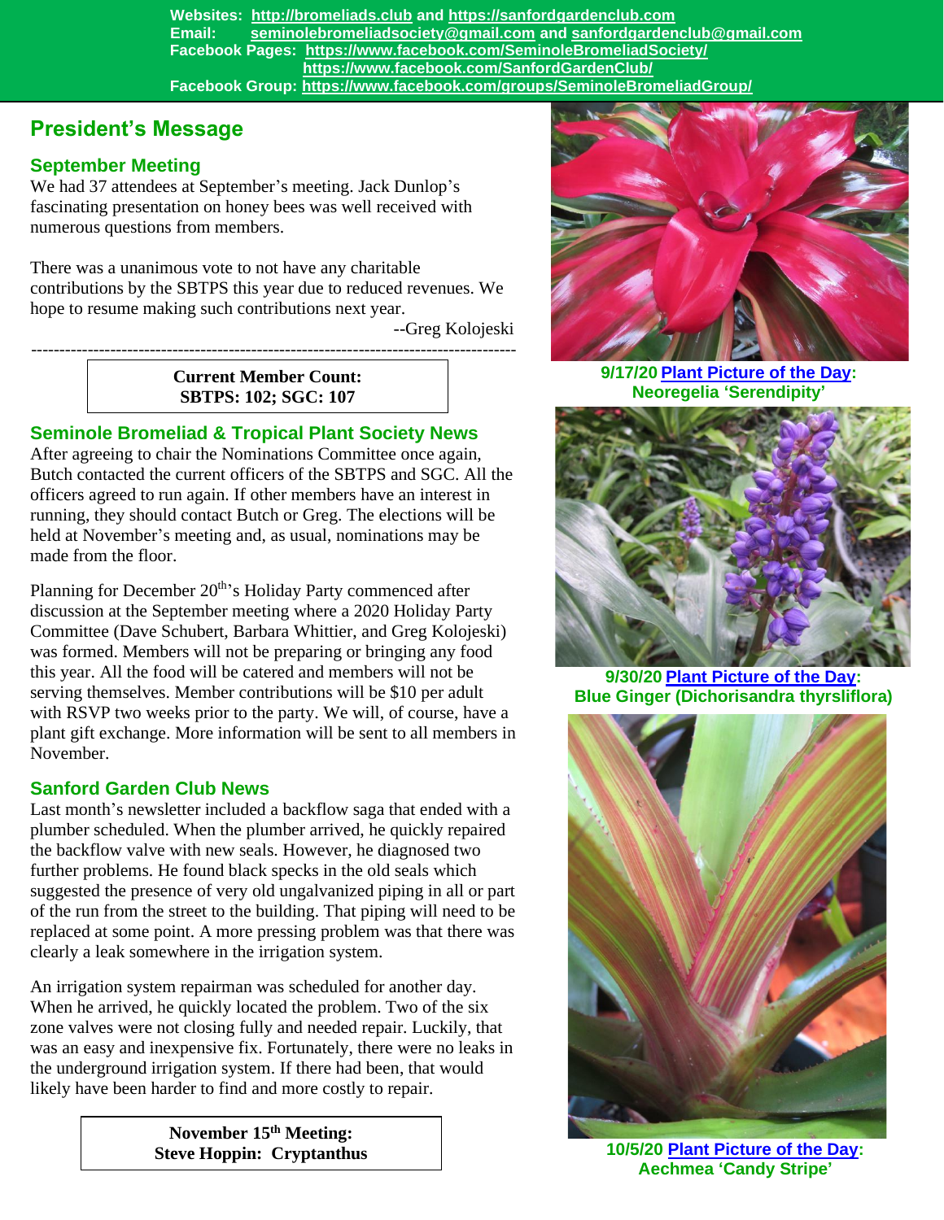**Websites:** http://bromeliads.club and https://sanfordgardenclub.com
**Email:** seminolebromeliadsociety@gmail.com and sanfordgardenclub@gmail.com
**Facebook Pages:** https://www.facebook.com/SeminoleBromeliadSociety/
https://www.facebook.com/SanfordGardenClub/
**Facebook Group:** https://www.facebook.com/groups/SeminoleBromeliadGroup/

## President's Message

### September Meeting

We had 37 attendees at September's meeting. Jack Dunlop's fascinating presentation on honey bees was well received with numerous questions from members.

There was a unanimous vote to not have any charitable contributions by the SBTPS this year due to reduced revenues. We hope to resume making such contributions next year.

--Greg Kolojeski

---

**Current Member Count:**
**SBTPS: 102; SGC: 107**

### Seminole Bromeliad & Tropical Plant Society News

After agreeing to chair the Nominations Committee once again, Butch contacted the current officers of the SBTPS and SGC. All the officers agreed to run again. If other members have an interest in running, they should contact Butch or Greg. The elections will be held at November's meeting and, as usual, nominations may be made from the floor.

Planning for December 20th's Holiday Party commenced after discussion at the September meeting where a 2020 Holiday Party Committee (Dave Schubert, Barbara Whittier, and Greg Kolojeski) was formed. Members will not be preparing or bringing any food this year. All the food will be catered and members will not be serving themselves. Member contributions will be $10 per adult with RSVP two weeks prior to the party. We will, of course, have a plant gift exchange. More information will be sent to all members in November.

### Sanford Garden Club News

Last month's newsletter included a backflow saga that ended with a plumber scheduled. When the plumber arrived, he quickly repaired the backflow valve with new seals. However, he diagnosed two further problems. He found black specks in the old seals which suggested the presence of very old ungalvanized piping in all or part of the run from the street to the building. That piping will need to be replaced at some point. A more pressing problem was that there was clearly a leak somewhere in the irrigation system.

An irrigation system repairman was scheduled for another day. When he arrived, he quickly located the problem. Two of the six zone valves were not closing fully and needed repair. Luckily, that was an easy and inexpensive fix. Fortunately, there were no leaks in the underground irrigation system. If there had been, that would likely have been harder to find and more costly to repair.

**November 15th Meeting:**
**Steve Hoppin: Cryptanthus**

**9/17/20 Plant Picture of the Day: Neoregelia 'Serendipity'**

**9/30/20 Plant Picture of the Day: Blue Ginger (Dichorisandra thyrsliflora)**

**10/5/20 Plant Picture of the Day: Aechmea 'Candy Stripe'**